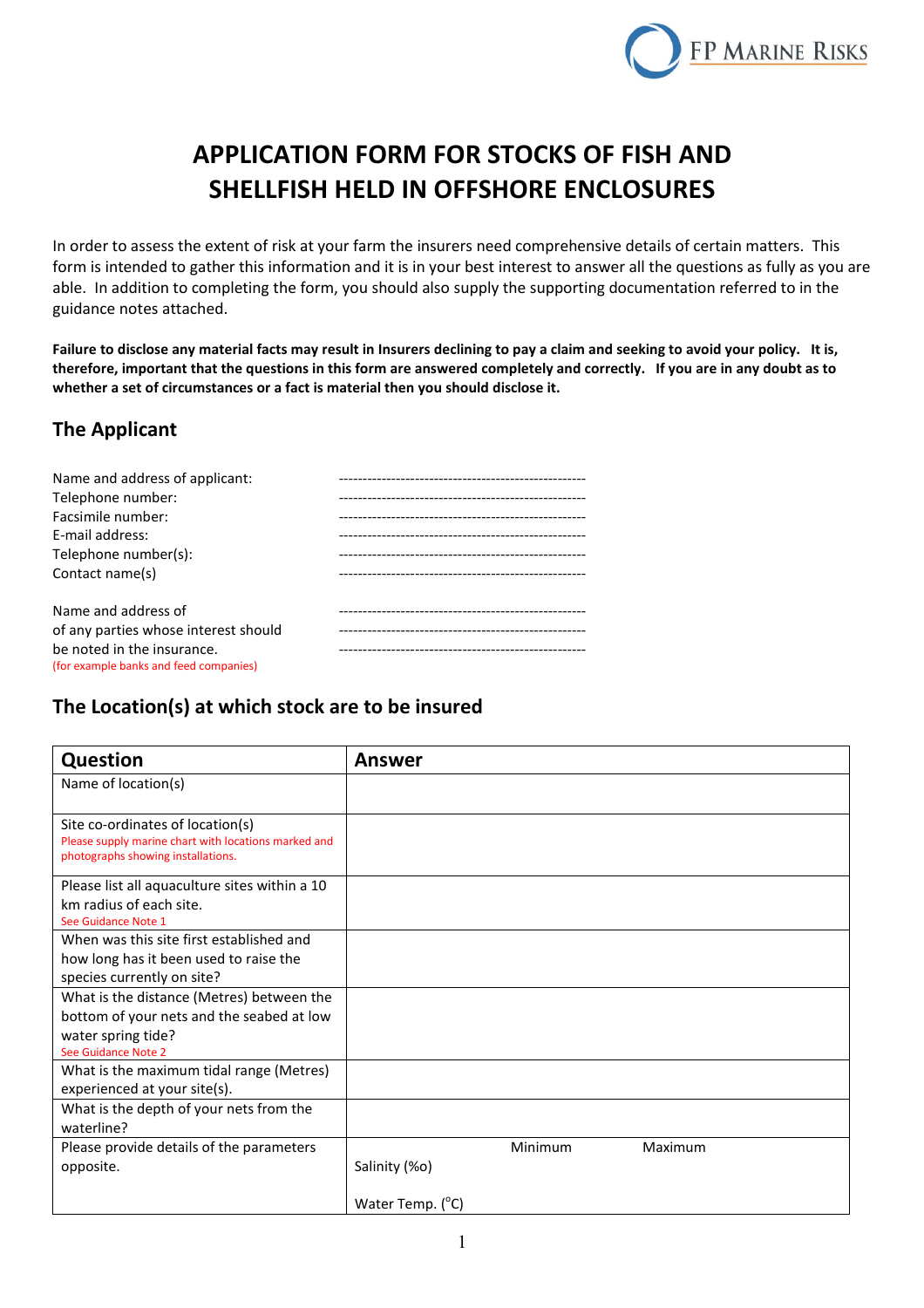# APPLICATION FORM FOR STOCKS OF FISH AND SHELLFISH HELD IN OFFSHORE ENCLOSURES

In order to assess the extent of risk at your farm the insurers need comprehensive details of certain matters. This form is intended to gather this information and it is in your best interest to answer all the questions as fully as you are able. In addition to completing the form, you should also supply the supporting documentation referred to in the guidance notes attached.

**Failure to disclose any material facts may result in Insurers declining to pay a claim and seeking to avoid your policy. It is, therefore, important that the questions in this form are answered completely and correctly. If you are in any doubt as to whether a set of circumstances or a fact is material then you should disclose it.**

## The Applicant

Name and address of applicant: -----------------------------------------------------
Telephone number: -----------------------------------------------------
Facsimile number: -----------------------------------------------------
E-mail address: -----------------------------------------------------
Telephone number(s): -----------------------------------------------------
Contact name(s) -----------------------------------------------------

Name and address of of any parties whose interest should be noted in the insurance. -----------------------------------------------------
(for example banks and feed companies)

## The Location(s) at which stock are to be insured

| Question | Answer | | |
|---|---|---|---|
| Name of location(s) | | | |
| Site co-ordinates of location(s)<br>Please supply marine chart with locations marked and photographs showing installations. | | | |
| Please list all aquaculture sites within a 10 km radius of each site.<br>See Guidance Note 1 | | | |
| When was this site first established and how long has it been used to raise the species currently on site? | | | |
| What is the distance (Metres) between the bottom of your nets and the seabed at low water spring tide?<br>See Guidance Note 2 | | | |
| What is the maximum tidal range (Metres) experienced at your site(s). | | | |
| What is the depth of your nets from the waterline? | | | |
| Please provide details of the parameters opposite. | | Minimum | Maximum |
| | Salinity (‰) | | |
| | Water Temp. (°C) | | |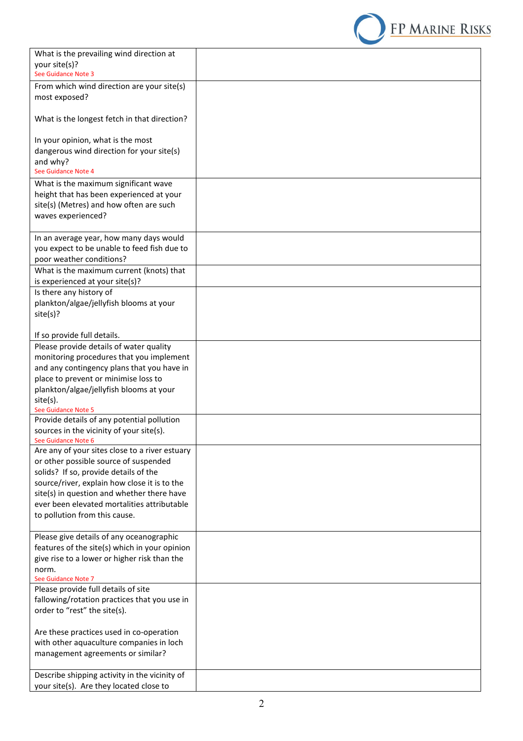| | |
|---|---|
| What is the prevailing wind direction at your site(s)?<br>See Guidance Note 3 | |
| From which wind direction are your site(s) most exposed?<br><br>What is the longest fetch in that direction?<br><br>In your opinion, what is the most dangerous wind direction for your site(s) and why?<br>See Guidance Note 4 | |
| What is the maximum significant wave height that has been experienced at your site(s) (Metres) and how often are such waves experienced? | |
| In an average year, how many days would you expect to be unable to feed fish due to poor weather conditions? | |
| What is the maximum current (knots) that is experienced at your site(s)? | |
| Is there any history of plankton/algae/jellyfish blooms at your site(s)?<br><br>If so provide full details. | |
| Please provide details of water quality monitoring procedures that you implement and any contingency plans that you have in place to prevent or minimise loss to plankton/algae/jellyfish blooms at your site(s).<br>See Guidance Note 5 | |
| Provide details of any potential pollution sources in the vicinity of your site(s).<br>See Guidance Note 6 | |
| Are any of your sites close to a river estuary or other possible source of suspended solids? If so, provide details of the source/river, explain how close it is to the site(s) in question and whether there have ever been elevated mortalities attributable to pollution from this cause. | |
| Please give details of any oceanographic features of the site(s) which in your opinion give rise to a lower or higher risk than the norm.<br>See Guidance Note 7 | |
| Please provide full details of site fallowing/rotation practices that you use in order to "rest" the site(s).<br><br>Are these practices used in co-operation with other aquaculture companies in loch management agreements or similar? | |
| Describe shipping activity in the vicinity of your site(s). Are they located close to | |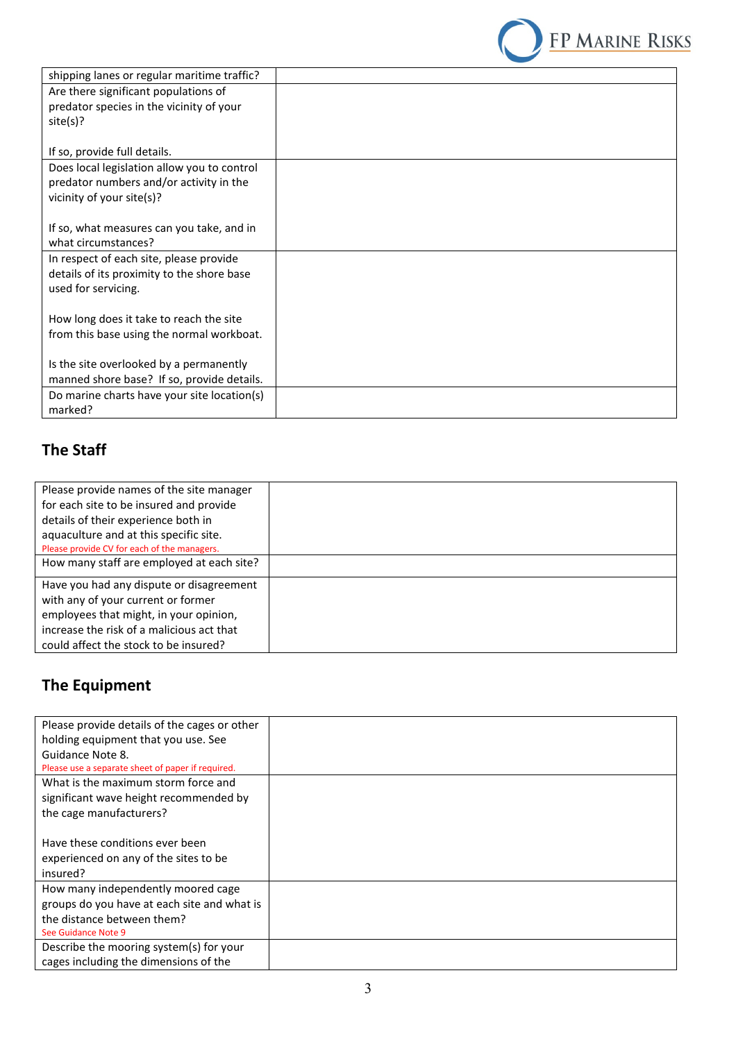| | |
|---|---|
| shipping lanes or regular maritime traffic? | |
| Are there significant populations of predator species in the vicinity of your site(s)?<br><br>If so, provide full details. | |
| Does local legislation allow you to control predator numbers and/or activity in the vicinity of your site(s)?<br><br>If so, what measures can you take, and in what circumstances? | |
| In respect of each site, please provide details of its proximity to the shore base used for servicing.<br><br>How long does it take to reach the site from this base using the normal workboat.<br><br>Is the site overlooked by a permanently manned shore base? If so, provide details. | |
| Do marine charts have your site location(s) marked? | |

## The Staff

| | |
|---|---|
| Please provide names of the site manager for each site to be insured and provide details of their experience both in aquaculture and at this specific site.<br>Please provide CV for each of the managers. | |
| How many staff are employed at each site? | |
| Have you had any dispute or disagreement with any of your current or former employees that might, in your opinion, increase the risk of a malicious act that could affect the stock to be insured? | |

## The Equipment

| | |
|---|---|
| Please provide details of the cages or other holding equipment that you use. See Guidance Note 8.<br>Please use a separate sheet of paper if required. | |
| What is the maximum storm force and significant wave height recommended by the cage manufacturers?<br><br>Have these conditions ever been experienced on any of the sites to be insured? | |
| How many independently moored cage groups do you have at each site and what is the distance between them?<br>See Guidance Note 9 | |
| Describe the mooring system(s) for your cages including the dimensions of the | |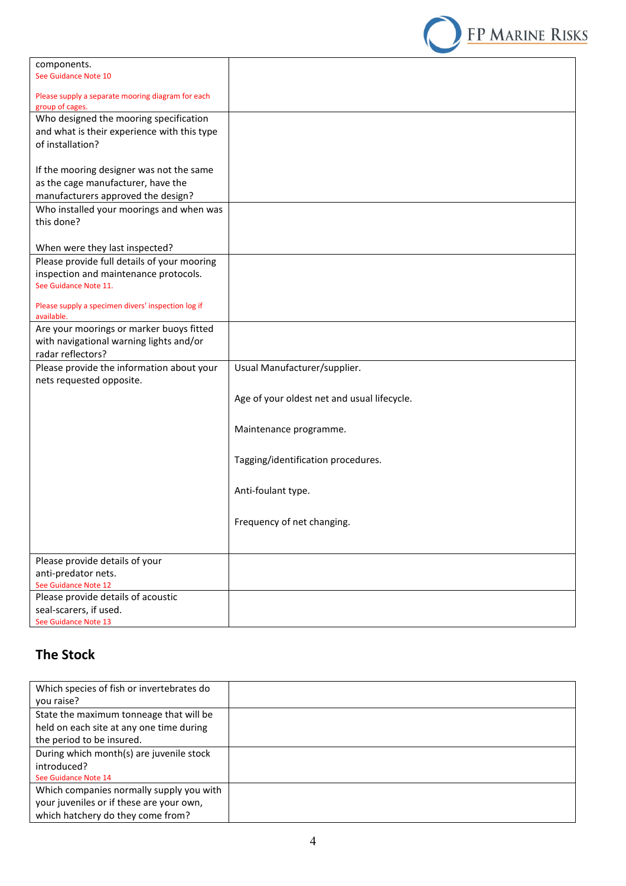| | |
|---|---|
| components.<br>See Guidance Note 10<br><br>Please supply a separate mooring diagram for each group of cages. | |
| Who designed the mooring specification and what is their experience with this type of installation?<br><br>If the mooring designer was not the same as the cage manufacturer, have the manufacturers approved the design? | |
| Who installed your moorings and when was this done?<br><br>When were they last inspected? | |
| Please provide full details of your mooring inspection and maintenance protocols.<br>See Guidance Note 11.<br><br>Please supply a specimen divers' inspection log if available. | |
| Are your moorings or marker buoys fitted with navigational warning lights and/or radar reflectors? | |
| Please provide the information about your nets requested opposite. | Usual Manufacturer/supplier.<br><br>Age of your oldest net and usual lifecycle.<br><br>Maintenance programme.<br><br>Tagging/identification procedures.<br><br>Anti-foulant type.<br><br>Frequency of net changing. |
| Please provide details of your anti-predator nets.<br>See Guidance Note 12 | |
| Please provide details of acoustic seal-scarers, if used.<br>See Guidance Note 13 | |

## The Stock

| | |
|---|---|
| Which species of fish or invertebrates do you raise? | |
| State the maximum tonneage that will be held on each site at any one time during the period to be insured. | |
| During which month(s) are juvenile stock introduced?<br>See Guidance Note 14 | |
| Which companies normally supply you with your juveniles or if these are your own, which hatchery do they come from? | |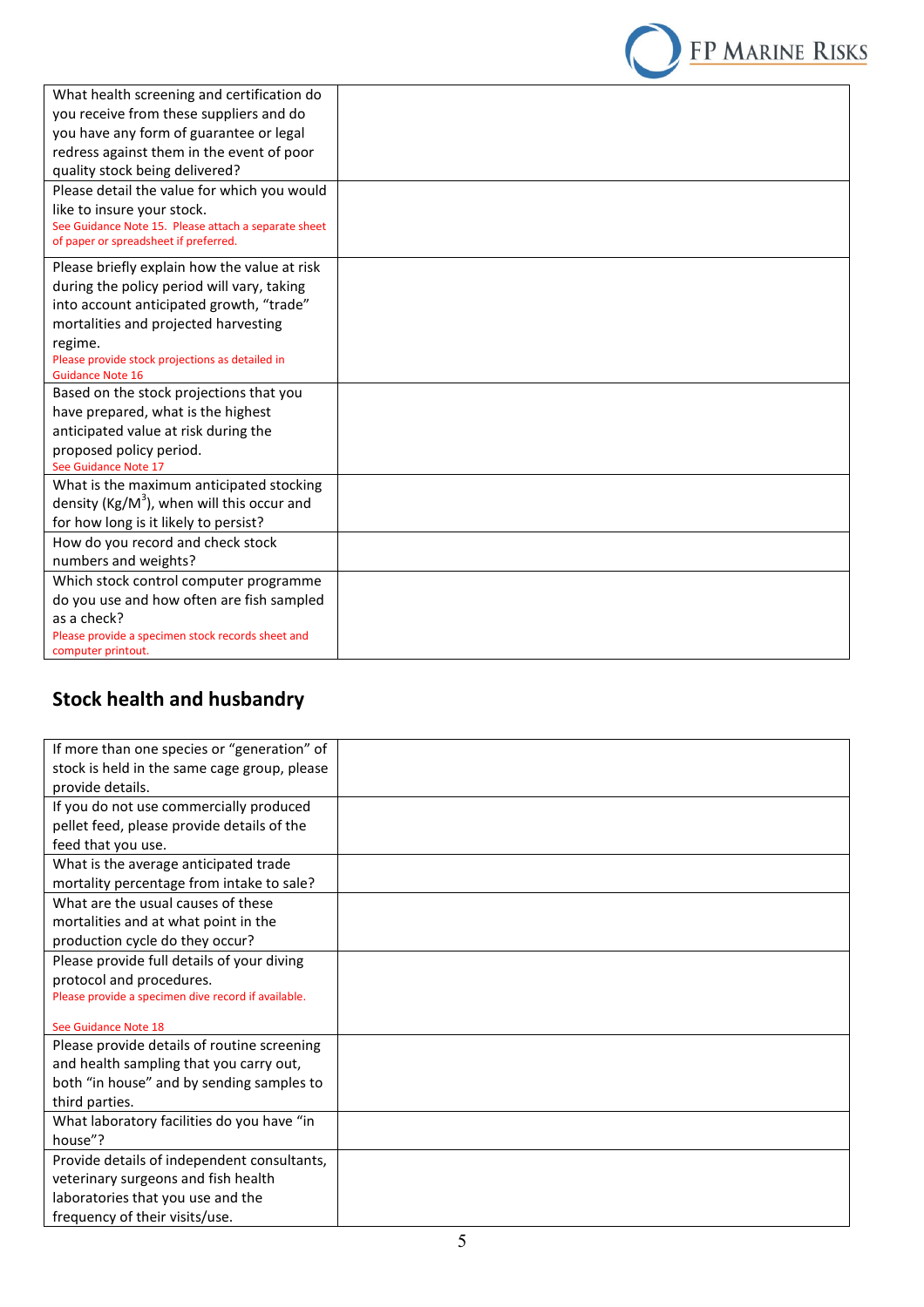| | |
|---|---|
| What health screening and certification do you receive from these suppliers and do you have any form of guarantee or legal redress against them in the event of poor quality stock being delivered? | |
| Please detail the value for which you would like to insure your stock.<br>See Guidance Note 15. Please attach a separate sheet of paper or spreadsheet if preferred. | |
| Please briefly explain how the value at risk during the policy period will vary, taking into account anticipated growth, "trade" mortalities and projected harvesting regime.<br>Please provide stock projections as detailed in Guidance Note 16 | |
| Based on the stock projections that you have prepared, what is the highest anticipated value at risk during the proposed policy period.<br>See Guidance Note 17 | |
| What is the maximum anticipated stocking density ($Kg/M^3$), when will this occur and for how long is it likely to persist? | |
| How do you record and check stock numbers and weights? | |
| Which stock control computer programme do you use and how often are fish sampled as a check?<br>Please provide a specimen stock records sheet and computer printout. | |

## Stock health and husbandry

| | |
|---|---|
| If more than one species or "generation" of stock is held in the same cage group, please provide details. | |
| If you do not use commercially produced pellet feed, please provide details of the feed that you use. | |
| What is the average anticipated trade mortality percentage from intake to sale? | |
| What are the usual causes of these mortalities and at what point in the production cycle do they occur? | |
| Please provide full details of your diving protocol and procedures.<br>Please provide a specimen dive record if available.<br><br>See Guidance Note 18 | |
| Please provide details of routine screening and health sampling that you carry out, both "in house" and by sending samples to third parties. | |
| What laboratory facilities do you have "in house"? | |
| Provide details of independent consultants, veterinary surgeons and fish health laboratories that you use and the frequency of their visits/use. | |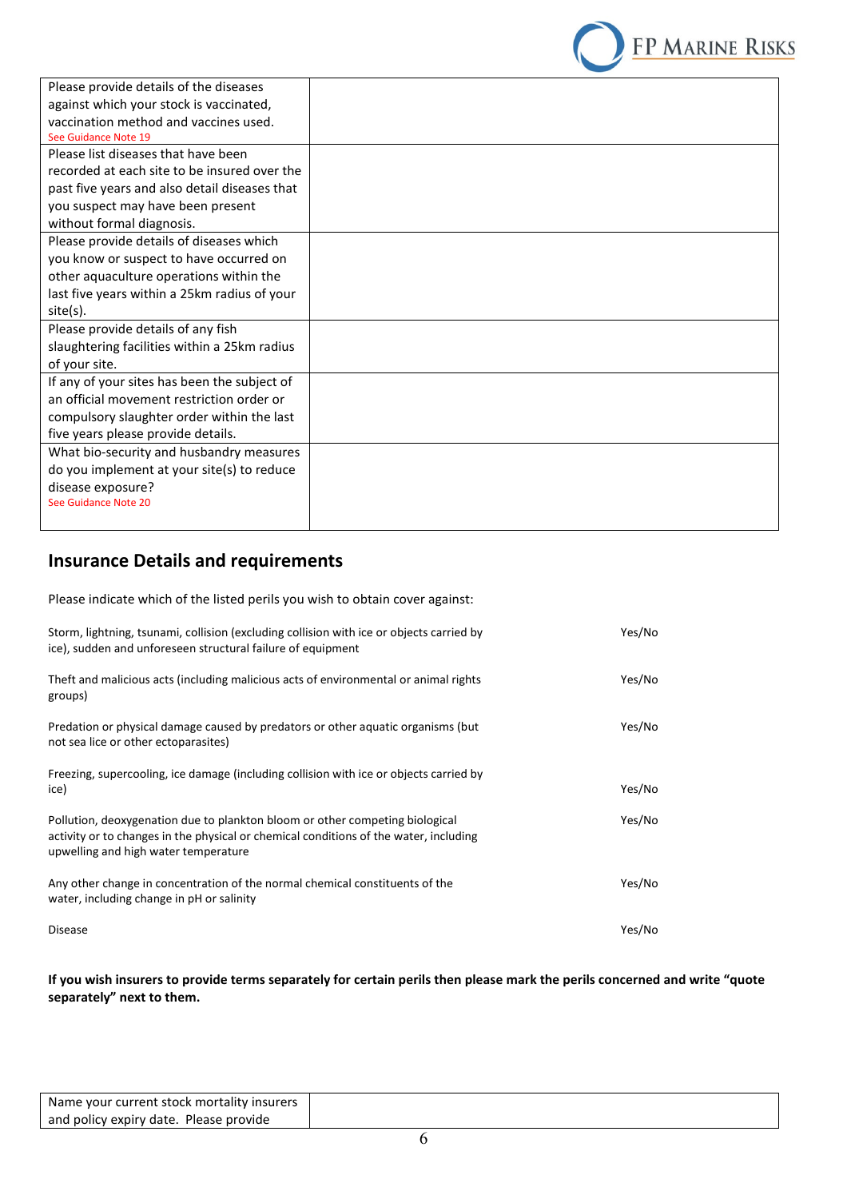| | |
|---|---|
| Please provide details of the diseases against which your stock is vaccinated, vaccination method and vaccines used. See Guidance Note 19 | |
| Please list diseases that have been recorded at each site to be insured over the past five years and also detail diseases that you suspect may have been present without formal diagnosis. | |
| Please provide details of diseases which you know or suspect to have occurred on other aquaculture operations within the last five years within a 25km radius of your site(s). | |
| Please provide details of any fish slaughtering facilities within a 25km radius of your site. | |
| If any of your sites has been the subject of an official movement restriction order or compulsory slaughter order within the last five years please provide details. | |
| What bio-security and husbandry measures do you implement at your site(s) to reduce disease exposure? See Guidance Note 20 | |

## Insurance Details and requirements

Please indicate which of the listed perils you wish to obtain cover against:

| | |
|---|---|
| Storm, lightning, tsunami, collision (excluding collision with ice or objects carried by ice), sudden and unforeseen structural failure of equipment | Yes/No |
| Theft and malicious acts (including malicious acts of environmental or animal rights groups) | Yes/No |
| Predation or physical damage caused by predators or other aquatic organisms (but not sea lice or other ectoparasites) | Yes/No |
| Freezing, supercooling, ice damage (including collision with ice or objects carried by ice) | Yes/No |
| Pollution, deoxygenation due to plankton bloom or other competing biological activity or to changes in the physical or chemical conditions of the water, including upwelling and high water temperature | Yes/No |
| Any other change in concentration of the normal chemical constituents of the water, including change in pH or salinity | Yes/No |
| Disease | Yes/No |

**If you wish insurers to provide terms separately for certain perils then please mark the perils concerned and write "quote separately" next to them.**

| | |
|---|---|
| Name your current stock mortality insurers and policy expiry date. Please provide | |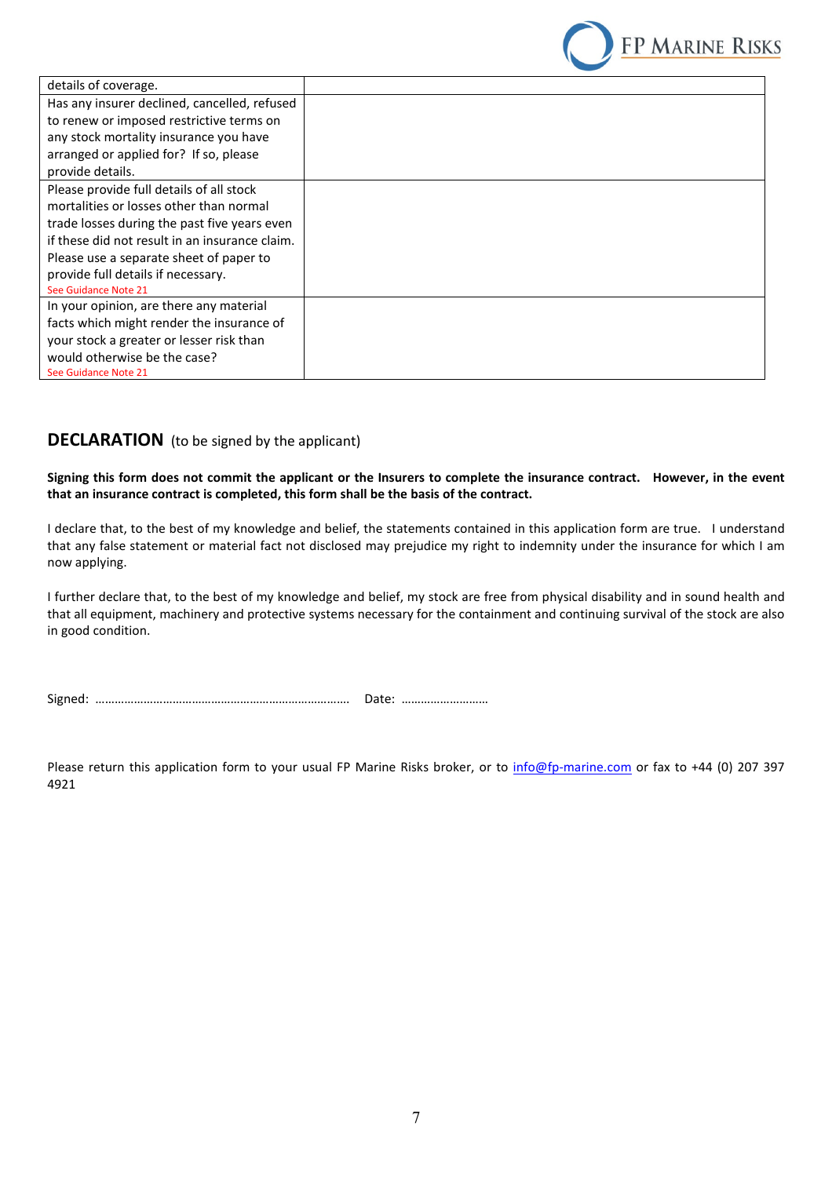| | |
|---|---|
| details of coverage. | |
| Has any insurer declined, cancelled, refused to renew or imposed restrictive terms on any stock mortality insurance you have arranged or applied for? If so, please provide details. | |
| Please provide full details of all stock mortalities or losses other than normal trade losses during the past five years even if these did not result in an insurance claim. Please use a separate sheet of paper to provide full details if necessary. See Guidance Note 21 | |
| In your opinion, are there any material facts which might render the insurance of your stock a greater or lesser risk than would otherwise be the case? See Guidance Note 21 | |

## DECLARATION (to be signed by the applicant)

**Signing this form does not commit the applicant or the Insurers to complete the insurance contract. However, in the event that an insurance contract is completed, this form shall be the basis of the contract.**

I declare that, to the best of my knowledge and belief, the statements contained in this application form are true. I understand that any false statement or material fact not disclosed may prejudice my right to indemnity under the insurance for which I am now applying.

I further declare that, to the best of my knowledge and belief, my stock are free from physical disability and in sound health and that all equipment, machinery and protective systems necessary for the containment and continuing survival of the stock are also in good condition.

Signed: ……………………………………………………………………. Date: ………………………

Please return this application form to your usual FP Marine Risks broker, or to info@fp-marine.com or fax to +44 (0) 207 397 4921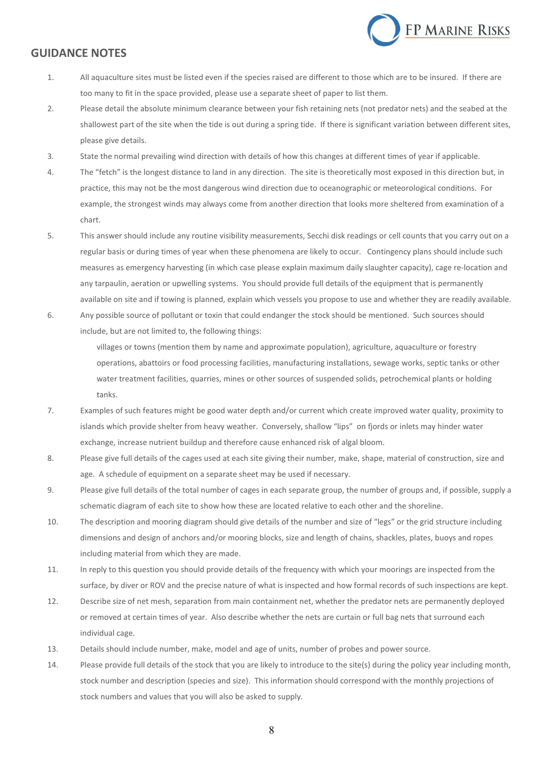## GUIDANCE NOTES

1. All aquaculture sites must be listed even if the species raised are different to those which are to be insured. If there are too many to fit in the space provided, please use a separate sheet of paper to list them.
2. Please detail the absolute minimum clearance between your fish retaining nets (not predator nets) and the seabed at the shallowest part of the site when the tide is out during a spring tide. If there is significant variation between different sites, please give details.
3. State the normal prevailing wind direction with details of how this changes at different times of year if applicable.
4. The "fetch" is the longest distance to land in any direction. The site is theoretically most exposed in this direction but, in practice, this may not be the most dangerous wind direction due to oceanographic or meteorological conditions. For example, the strongest winds may always come from another direction that looks more sheltered from examination of a chart.
5. This answer should include any routine visibility measurements, Secchi disk readings or cell counts that you carry out on a regular basis or during times of year when these phenomena are likely to occur. Contingency plans should include such measures as emergency harvesting (in which case please explain maximum daily slaughter capacity), cage re-location and any tarpaulin, aeration or upwelling systems. You should provide full details of the equipment that is permanently available on site and if towing is planned, explain which vessels you propose to use and whether they are readily available.
6. Any possible source of pollutant or toxin that could endanger the stock should be mentioned. Such sources should include, but are not limited to, the following things:

   villages or towns (mention them by name and approximate population), agriculture, aquaculture or forestry operations, abattoirs or food processing facilities, manufacturing installations, sewage works, septic tanks or other water treatment facilities, quarries, mines or other sources of suspended solids, petrochemical plants or holding tanks.
7. Examples of such features might be good water depth and/or current which create improved water quality, proximity to islands which provide shelter from heavy weather. Conversely, shallow "lips" on fjords or inlets may hinder water exchange, increase nutrient buildup and therefore cause enhanced risk of algal bloom.
8. Please give full details of the cages used at each site giving their number, make, shape, material of construction, size and age. A schedule of equipment on a separate sheet may be used if necessary.
9. Please give full details of the total number of cages in each separate group, the number of groups and, if possible, supply a schematic diagram of each site to show how these are located relative to each other and the shoreline.
10. The description and mooring diagram should give details of the number and size of "legs" or the grid structure including dimensions and design of anchors and/or mooring blocks, size and length of chains, shackles, plates, buoys and ropes including material from which they are made.
11. In reply to this question you should provide details of the frequency with which your moorings are inspected from the surface, by diver or ROV and the precise nature of what is inspected and how formal records of such inspections are kept.
12. Describe size of net mesh, separation from main containment net, whether the predator nets are permanently deployed or removed at certain times of year. Also describe whether the nets are curtain or full bag nets that surround each individual cage.
13. Details should include number, make, model and age of units, number of probes and power source.
14. Please provide full details of the stock that you are likely to introduce to the site(s) during the policy year including month, stock number and description (species and size). This information should correspond with the monthly projections of stock numbers and values that you will also be asked to supply.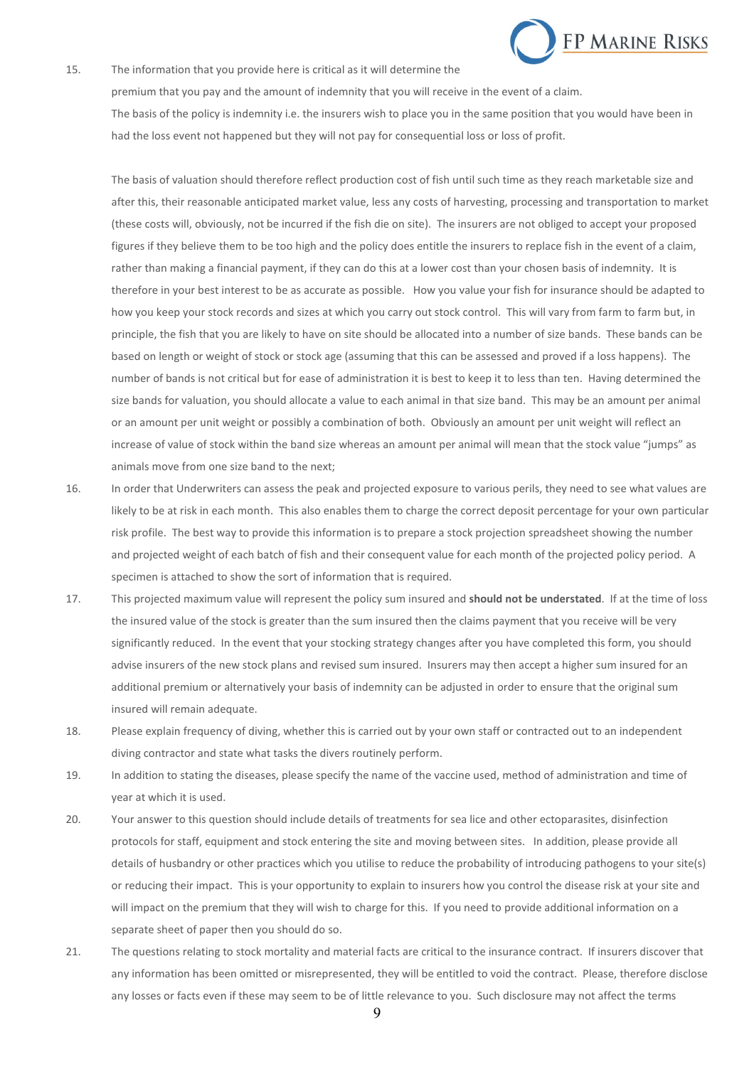15. The information that you provide here is critical as it will determine the premium that you pay and the amount of indemnity that you will receive in the event of a claim. The basis of the policy is indemnity i.e. the insurers wish to place you in the same position that you would have been in had the loss event not happened but they will not pay for consequential loss or loss of profit.

    The basis of valuation should therefore reflect production cost of fish until such time as they reach marketable size and after this, their reasonable anticipated market value, less any costs of harvesting, processing and transportation to market (these costs will, obviously, not be incurred if the fish die on site). The insurers are not obliged to accept your proposed figures if they believe them to be too high and the policy does entitle the insurers to replace fish in the event of a claim, rather than making a financial payment, if they can do this at a lower cost than your chosen basis of indemnity. It is therefore in your best interest to be as accurate as possible. How you value your fish for insurance should be adapted to how you keep your stock records and sizes at which you carry out stock control. This will vary from farm to farm but, in principle, the fish that you are likely to have on site should be allocated into a number of size bands. These bands can be based on length or weight of stock or stock age (assuming that this can be assessed and proved if a loss happens). The number of bands is not critical but for ease of administration it is best to keep it to less than ten. Having determined the size bands for valuation, you should allocate a value to each animal in that size band. This may be an amount per animal or an amount per unit weight or possibly a combination of both. Obviously an amount per unit weight will reflect an increase of value of stock within the band size whereas an amount per animal will mean that the stock value "jumps" as animals move from one size band to the next;

16. In order that Underwriters can assess the peak and projected exposure to various perils, they need to see what values are likely to be at risk in each month. This also enables them to charge the correct deposit percentage for your own particular risk profile. The best way to provide this information is to prepare a stock projection spreadsheet showing the number and projected weight of each batch of fish and their consequent value for each month of the projected policy period. A specimen is attached to show the sort of information that is required.

17. This projected maximum value will represent the policy sum insured and **should not be understated**. If at the time of loss the insured value of the stock is greater than the sum insured then the claims payment that you receive will be very significantly reduced. In the event that your stocking strategy changes after you have completed this form, you should advise insurers of the new stock plans and revised sum insured. Insurers may then accept a higher sum insured for an additional premium or alternatively your basis of indemnity can be adjusted in order to ensure that the original sum insured will remain adequate.

18. Please explain frequency of diving, whether this is carried out by your own staff or contracted out to an independent diving contractor and state what tasks the divers routinely perform.

19. In addition to stating the diseases, please specify the name of the vaccine used, method of administration and time of year at which it is used.

20. Your answer to this question should include details of treatments for sea lice and other ectoparasites, disinfection protocols for staff, equipment and stock entering the site and moving between sites. In addition, please provide all details of husbandry or other practices which you utilise to reduce the probability of introducing pathogens to your site(s) or reducing their impact. This is your opportunity to explain to insurers how you control the disease risk at your site and will impact on the premium that they will wish to charge for this. If you need to provide additional information on a separate sheet of paper then you should do so.

21. The questions relating to stock mortality and material facts are critical to the insurance contract. If insurers discover that any information has been omitted or misrepresented, they will be entitled to void the contract. Please, therefore disclose any losses or facts even if these may seem to be of little relevance to you. Such disclosure may not affect the terms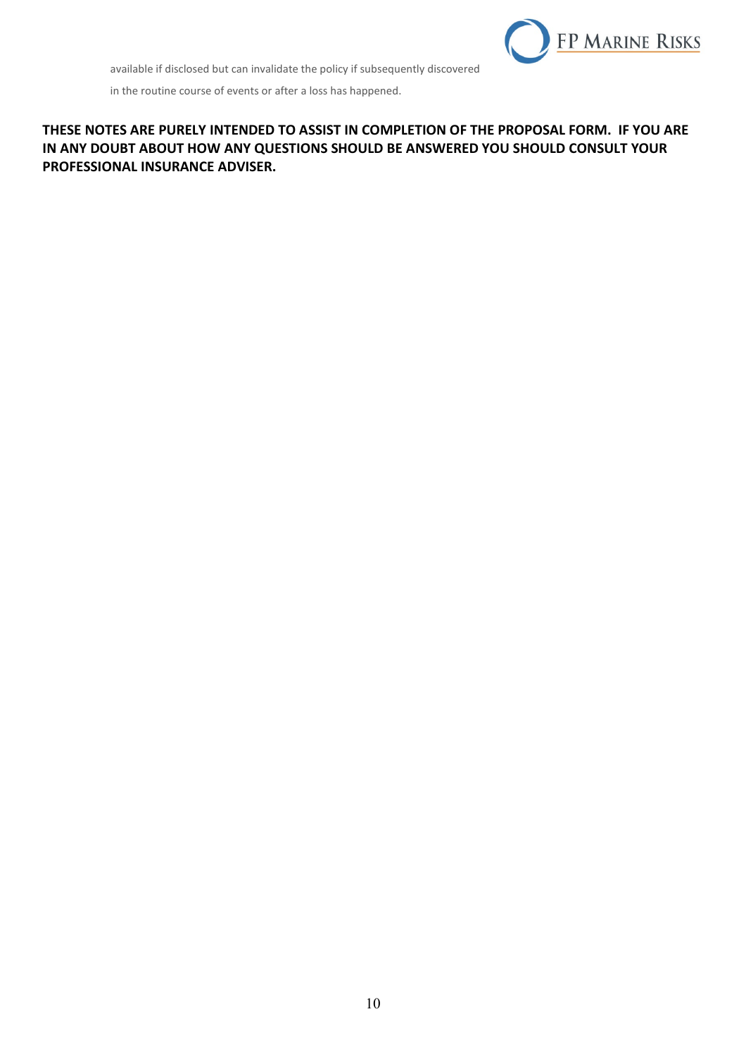available if disclosed but can invalidate the policy if subsequently discovered in the routine course of events or after a loss has happened.

**THESE NOTES ARE PURELY INTENDED TO ASSIST IN COMPLETION OF THE PROPOSAL FORM. IF YOU ARE IN ANY DOUBT ABOUT HOW ANY QUESTIONS SHOULD BE ANSWERED YOU SHOULD CONSULT YOUR PROFESSIONAL INSURANCE ADVISER.**